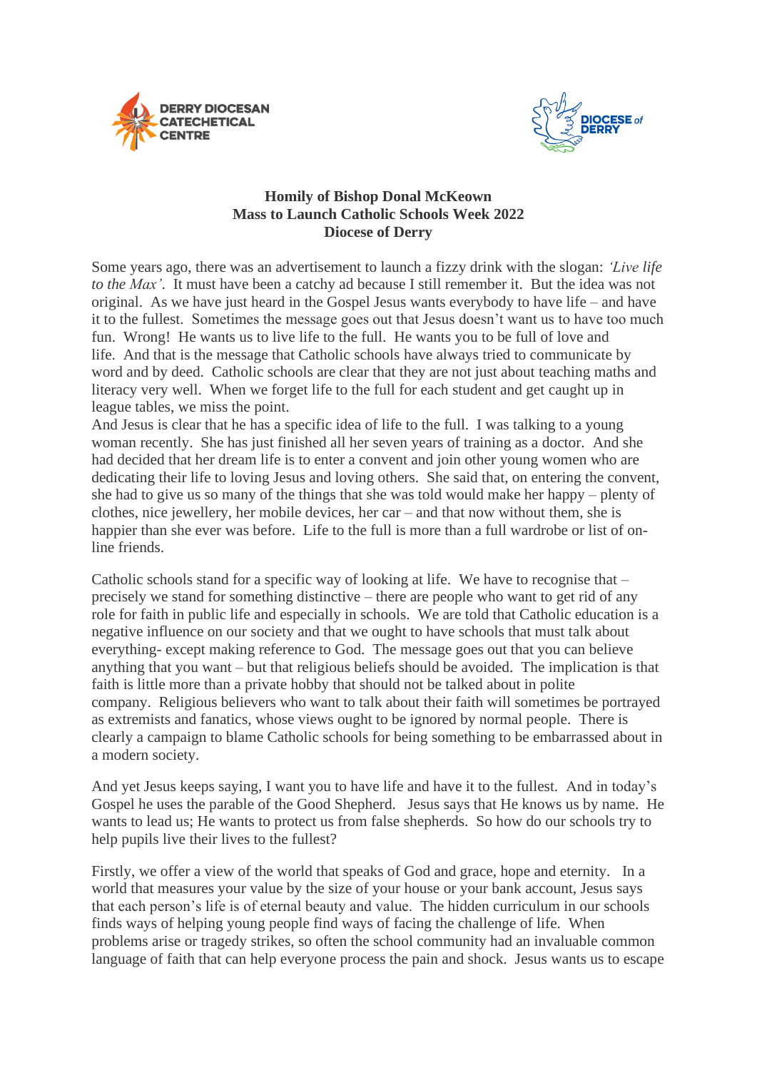DERRY DIOCESAN CATECHETICAL CENTRE

DIOCESE of DERRY

**Homily of Bishop Donal McKeown**
**Mass to Launch Catholic Schools Week 2022**
**Diocese of Derry**

Some years ago, there was an advertisement to launch a fizzy drink with the slogan: *'Live life to the Max'*. It must have been a catchy ad because I still remember it. But the idea was not original. As we have just heard in the Gospel Jesus wants everybody to have life – and have it to the fullest. Sometimes the message goes out that Jesus doesn't want us to have too much fun. Wrong! He wants us to live life to the full. He wants you to be full of love and life. And that is the message that Catholic schools have always tried to communicate by word and by deed. Catholic schools are clear that they are not just about teaching maths and literacy very well. When we forget life to the full for each student and get caught up in league tables, we miss the point.
And Jesus is clear that he has a specific idea of life to the full. I was talking to a young woman recently. She has just finished all her seven years of training as a doctor. And she had decided that her dream life is to enter a convent and join other young women who are dedicating their life to loving Jesus and loving others. She said that, on entering the convent, she had to give us so many of the things that she was told would make her happy – plenty of clothes, nice jewellery, her mobile devices, her car – and that now without them, she is happier than she ever was before. Life to the full is more than a full wardrobe or list of on-line friends.

Catholic schools stand for a specific way of looking at life. We have to recognise that – precisely we stand for something distinctive – there are people who want to get rid of any role for faith in public life and especially in schools. We are told that Catholic education is a negative influence on our society and that we ought to have schools that must talk about everything- except making reference to God. The message goes out that you can believe anything that you want – but that religious beliefs should be avoided. The implication is that faith is little more than a private hobby that should not be talked about in polite company. Religious believers who want to talk about their faith will sometimes be portrayed as extremists and fanatics, whose views ought to be ignored by normal people. There is clearly a campaign to blame Catholic schools for being something to be embarrassed about in a modern society.

And yet Jesus keeps saying, I want you to have life and have it to the fullest. And in today's Gospel he uses the parable of the Good Shepherd. Jesus says that He knows us by name. He wants to lead us; He wants to protect us from false shepherds. So how do our schools try to help pupils live their lives to the fullest?

Firstly, we offer a view of the world that speaks of God and grace, hope and eternity. In a world that measures your value by the size of your house or your bank account, Jesus says that each person's life is of eternal beauty and value. The hidden curriculum in our schools finds ways of helping young people find ways of facing the challenge of life. When problems arise or tragedy strikes, so often the school community had an invaluable common language of faith that can help everyone process the pain and shock. Jesus wants us to escape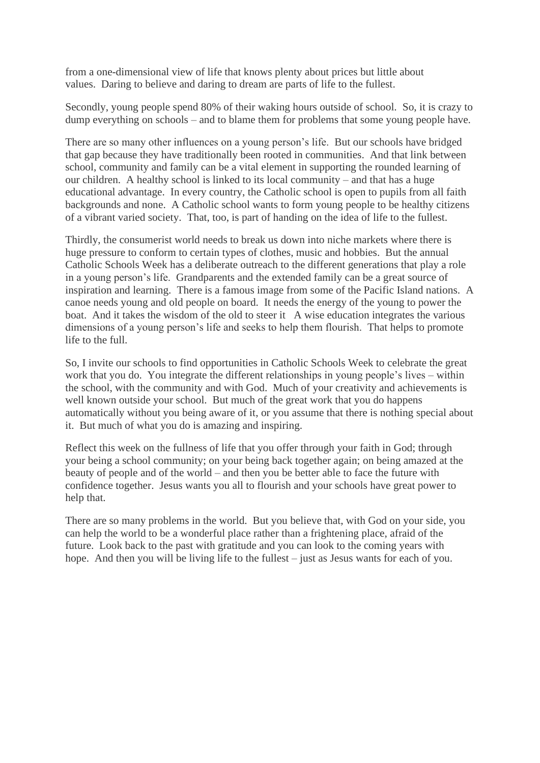from a one-dimensional view of life that knows plenty about prices but little about values. Daring to believe and daring to dream are parts of life to the fullest.

Secondly, young people spend 80% of their waking hours outside of school. So, it is crazy to dump everything on schools – and to blame them for problems that some young people have.

There are so many other influences on a young person's life. But our schools have bridged that gap because they have traditionally been rooted in communities. And that link between school, community and family can be a vital element in supporting the rounded learning of our children. A healthy school is linked to its local community – and that has a huge educational advantage. In every country, the Catholic school is open to pupils from all faith backgrounds and none. A Catholic school wants to form young people to be healthy citizens of a vibrant varied society. That, too, is part of handing on the idea of life to the fullest.

Thirdly, the consumerist world needs to break us down into niche markets where there is huge pressure to conform to certain types of clothes, music and hobbies. But the annual Catholic Schools Week has a deliberate outreach to the different generations that play a role in a young person's life. Grandparents and the extended family can be a great source of inspiration and learning. There is a famous image from some of the Pacific Island nations. A canoe needs young and old people on board. It needs the energy of the young to power the boat. And it takes the wisdom of the old to steer it A wise education integrates the various dimensions of a young person's life and seeks to help them flourish. That helps to promote life to the full.

So, I invite our schools to find opportunities in Catholic Schools Week to celebrate the great work that you do. You integrate the different relationships in young people's lives – within the school, with the community and with God. Much of your creativity and achievements is well known outside your school. But much of the great work that you do happens automatically without you being aware of it, or you assume that there is nothing special about it. But much of what you do is amazing and inspiring.

Reflect this week on the fullness of life that you offer through your faith in God; through your being a school community; on your being back together again; on being amazed at the beauty of people and of the world – and then you be better able to face the future with confidence together. Jesus wants you all to flourish and your schools have great power to help that.

There are so many problems in the world. But you believe that, with God on your side, you can help the world to be a wonderful place rather than a frightening place, afraid of the future. Look back to the past with gratitude and you can look to the coming years with hope. And then you will be living life to the fullest – just as Jesus wants for each of you.